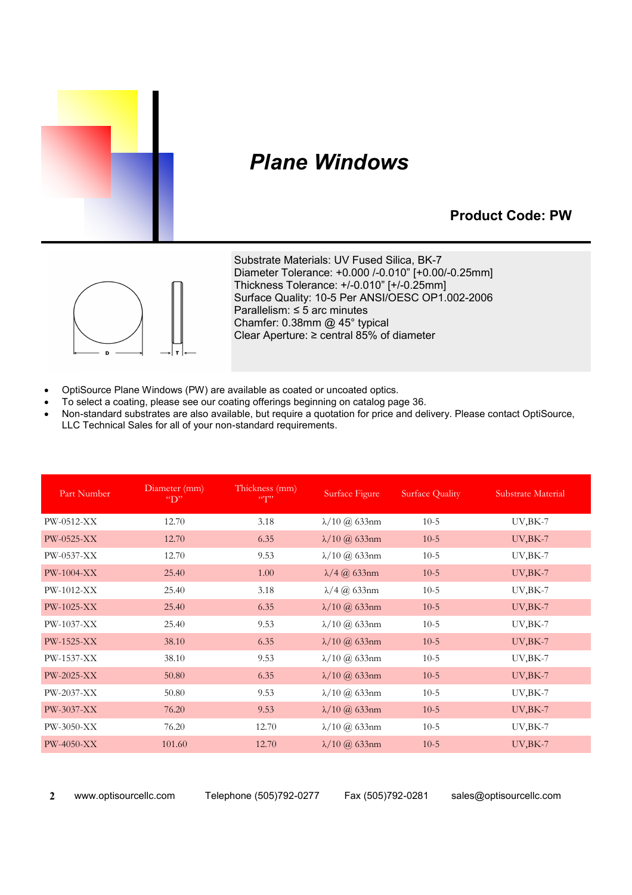# Plane Windows

## Product Code: PW

Substrate Materials: UV Fused Silica, BK-7
Diameter Tolerance: +0.000 /-0.010" [+0.00/-0.25mm]
Thickness Tolerance: +/-0.010" [+/-0.25mm]
Surface Quality: 10-5 Per ANSI/OESC OP1.002-2006
Parallelism: ≤ 5 arc minutes
Chamfer: 0.38mm @ 45° typical
Clear Aperture: ≥ central 85% of diameter

- OptiSource Plane Windows (PW) are available as coated or uncoated optics.
- To select a coating, please see our coating offerings beginning on catalog page 36.
- Non-standard substrates are also available, but require a quotation for price and delivery. Please contact OptiSource, LLC Technical Sales for all of your non-standard requirements.

| Part Number | Diameter (mm) "D" | Thickness (mm) "T" | Surface Figure | Surface Quality | Substrate Material |
|---|---|---|---|---|---|
| PW-0512-XX | 12.70 | 3.18 | $\lambda/10$ @ 633nm | 10-5 | UV,BK-7 |
| PW-0525-XX | 12.70 | 6.35 | $\lambda/10$ @ 633nm | 10-5 | UV,BK-7 |
| PW-0537-XX | 12.70 | 9.53 | $\lambda/10$ @ 633nm | 10-5 | UV,BK-7 |
| PW-1004-XX | 25.40 | 1.00 | $\lambda/4$ @ 633nm | 10-5 | UV,BK-7 |
| PW-1012-XX | 25.40 | 3.18 | $\lambda/4$ @ 633nm | 10-5 | UV,BK-7 |
| PW-1025-XX | 25.40 | 6.35 | $\lambda/10$ @ 633nm | 10-5 | UV,BK-7 |
| PW-1037-XX | 25.40 | 9.53 | $\lambda/10$ @ 633nm | 10-5 | UV,BK-7 |
| PW-1525-XX | 38.10 | 6.35 | $\lambda/10$ @ 633nm | 10-5 | UV,BK-7 |
| PW-1537-XX | 38.10 | 9.53 | $\lambda/10$ @ 633nm | 10-5 | UV,BK-7 |
| PW-2025-XX | 50.80 | 6.35 | $\lambda/10$ @ 633nm | 10-5 | UV,BK-7 |
| PW-2037-XX | 50.80 | 9.53 | $\lambda/10$ @ 633nm | 10-5 | UV,BK-7 |
| PW-3037-XX | 76.20 | 9.53 | $\lambda/10$ @ 633nm | 10-5 | UV,BK-7 |
| PW-3050-XX | 76.20 | 12.70 | $\lambda/10$ @ 633nm | 10-5 | UV,BK-7 |
| PW-4050-XX | 101.60 | 12.70 | $\lambda/10$ @ 633nm | 10-5 | UV,BK-7 |

www.optisourcellc.com Telephone (505)792-0277 Fax (505)792-0281 sales@optisourcellc.com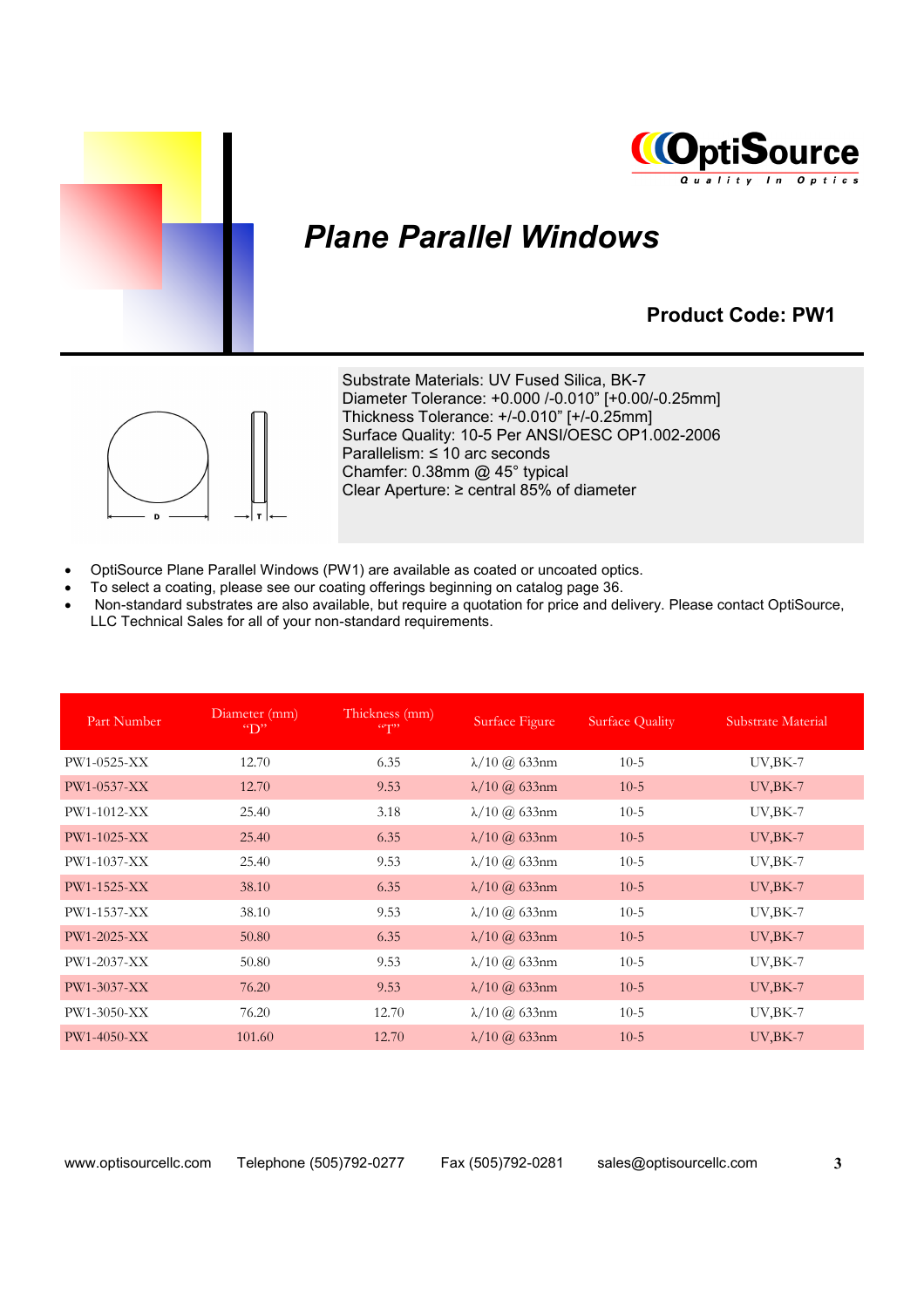# Plane Parallel Windows

**Product Code: PW1**

Substrate Materials: UV Fused Silica, BK-7
Diameter Tolerance: +0.000 /-0.010” [+0.00/-0.25mm]
Thickness Tolerance: +/-0.010” [+/-0.25mm]
Surface Quality: 10-5 Per ANSI/OESC OP1.002-2006
Parallelism: ≤ 10 arc seconds
Chamfer: 0.38mm @ 45° typical
Clear Aperture: ≥ central 85% of diameter

- OptiSource Plane Parallel Windows (PW1) are available as coated or uncoated optics.
- To select a coating, please see our coating offerings beginning on catalog page 36.
- Non-standard substrates are also available, but require a quotation for price and delivery. Please contact OptiSource, LLC Technical Sales for all of your non-standard requirements.

| Part Number | Diameter (mm) “D” | Thickness (mm) “T” | Surface Figure | Surface Quality | Substrate Material |
|---|---|---|---|---|---|
| PW1-0525-XX | 12.70 | 6.35 | λ/10 @ 633nm | 10-5 | UV,BK-7 |
| PW1-0537-XX | 12.70 | 9.53 | λ/10 @ 633nm | 10-5 | UV,BK-7 |
| PW1-1012-XX | 25.40 | 3.18 | λ/10 @ 633nm | 10-5 | UV,BK-7 |
| PW1-1025-XX | 25.40 | 6.35 | λ/10 @ 633nm | 10-5 | UV,BK-7 |
| PW1-1037-XX | 25.40 | 9.53 | λ/10 @ 633nm | 10-5 | UV,BK-7 |
| PW1-1525-XX | 38.10 | 6.35 | λ/10 @ 633nm | 10-5 | UV,BK-7 |
| PW1-1537-XX | 38.10 | 9.53 | λ/10 @ 633nm | 10-5 | UV,BK-7 |
| PW1-2025-XX | 50.80 | 6.35 | λ/10 @ 633nm | 10-5 | UV,BK-7 |
| PW1-2037-XX | 50.80 | 9.53 | λ/10 @ 633nm | 10-5 | UV,BK-7 |
| PW1-3037-XX | 76.20 | 9.53 | λ/10 @ 633nm | 10-5 | UV,BK-7 |
| PW1-3050-XX | 76.20 | 12.70 | λ/10 @ 633nm | 10-5 | UV,BK-7 |
| PW1-4050-XX | 101.60 | 12.70 | λ/10 @ 633nm | 10-5 | UV,BK-7 |

www.optisourcellc.com Telephone (505)792-0277 Fax (505)792-0281 sales@optisourcellc.com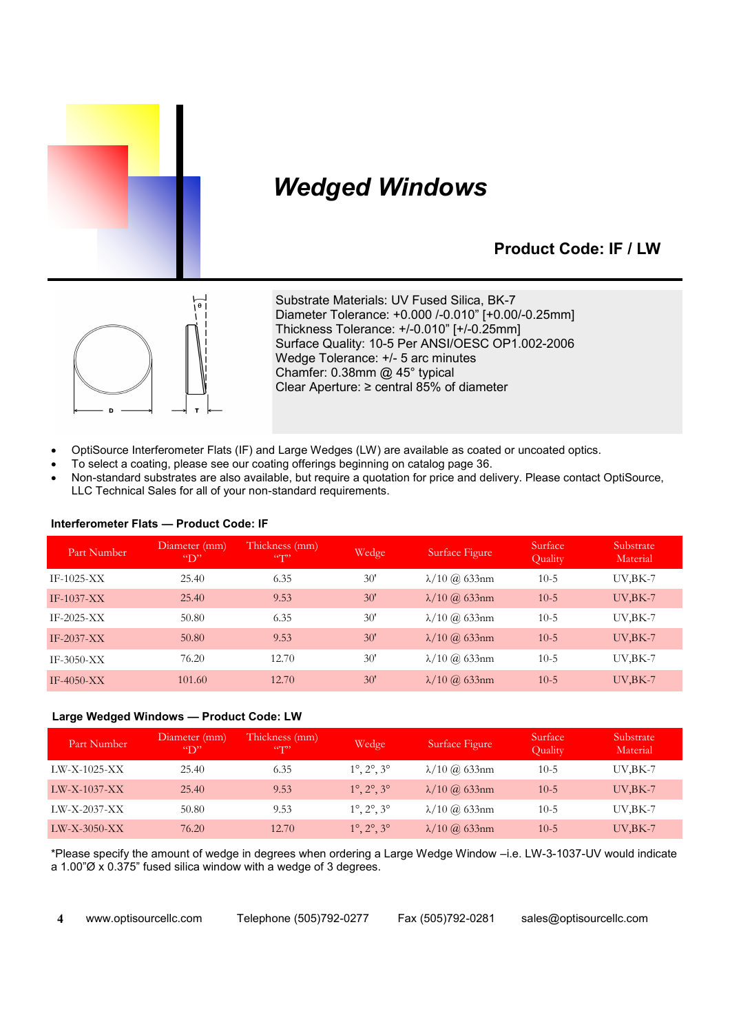# *Wedged Windows*

## Product Code: IF / LW

Substrate Materials: UV Fused Silica, BK-7
Diameter Tolerance: +0.000 /-0.010” [+0.00/-0.25mm]
Thickness Tolerance: +/-0.010” [+/-0.25mm]
Surface Quality: 10-5 Per ANSI/OESC OP1.002-2006
Wedge Tolerance: +/- 5 arc minutes
Chamfer: 0.38mm @ 45° typical
Clear Aperture: ≥ central 85% of diameter

- OptiSource Interferometer Flats (IF) and Large Wedges (LW) are available as coated or uncoated optics.
- To select a coating, please see our coating offerings beginning on catalog page 36.
- Non-standard substrates are also available, but require a quotation for price and delivery. Please contact OptiSource, LLC Technical Sales for all of your non-standard requirements.

### Interferometer Flats — Product Code: IF

| Part Number | Diameter (mm) “D” | Thickness (mm) “T” | Wedge | Surface Figure | Surface Quality | Substrate Material |
|---|---|---|---|---|---|---|
| IF-1025-XX | 25.40 | 6.35 | 30' | λ/10 @ 633nm | 10-5 | UV,BK-7 |
| IF-1037-XX | 25.40 | 9.53 | 30' | λ/10 @ 633nm | 10-5 | UV,BK-7 |
| IF-2025-XX | 50.80 | 6.35 | 30' | λ/10 @ 633nm | 10-5 | UV,BK-7 |
| IF-2037-XX | 50.80 | 9.53 | 30' | λ/10 @ 633nm | 10-5 | UV,BK-7 |
| IF-3050-XX | 76.20 | 12.70 | 30' | λ/10 @ 633nm | 10-5 | UV,BK-7 |
| IF-4050-XX | 101.60 | 12.70 | 30' | λ/10 @ 633nm | 10-5 | UV,BK-7 |

### Large Wedged Windows — Product Code: LW

| Part Number | Diameter (mm) “D” | Thickness (mm) “T” | Wedge | Surface Figure | Surface Quality | Substrate Material |
|---|---|---|---|---|---|---|
| LW-X-1025-XX | 25.40 | 6.35 | 1°, 2°, 3° | λ/10 @ 633nm | 10-5 | UV,BK-7 |
| LW-X-1037-XX | 25.40 | 9.53 | 1°, 2°, 3° | λ/10 @ 633nm | 10-5 | UV,BK-7 |
| LW-X-2037-XX | 50.80 | 9.53 | 1°, 2°, 3° | λ/10 @ 633nm | 10-5 | UV,BK-7 |
| LW-X-3050-XX | 76.20 | 12.70 | 1°, 2°, 3° | λ/10 @ 633nm | 10-5 | UV,BK-7 |

*Please specify the amount of wedge in degrees when ordering a Large Wedge Window –i.e. LW-3-1037-UV would indicate a 1.00”Ø x 0.375” fused silica window with a wedge of 3 degrees.

www.optisourcellc.com    Telephone (505)792-0277    Fax (505)792-0281    sales@optisourcellc.com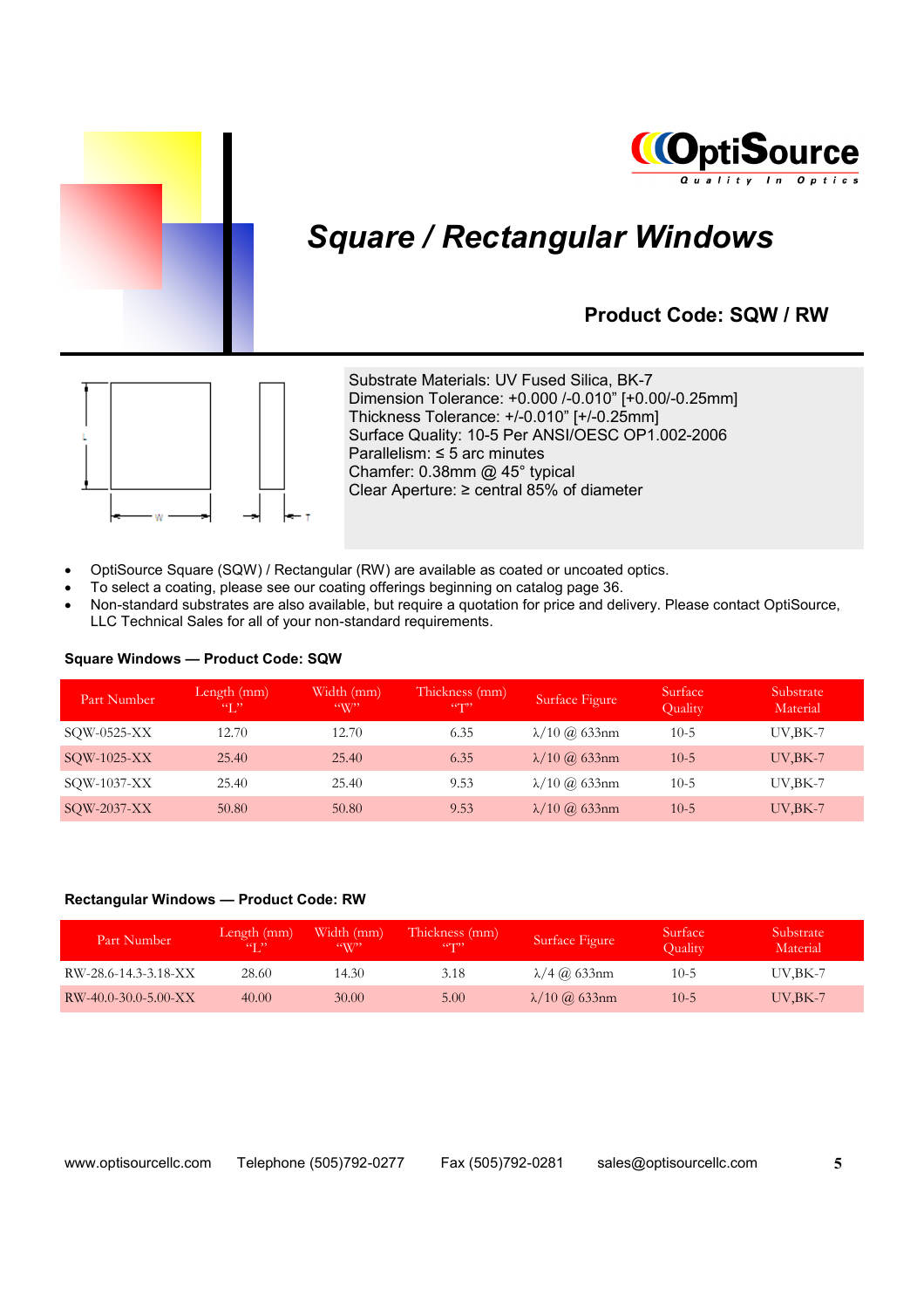OptiSource
Quality In Optics

# Square / Rectangular Windows

### Product Code: SQW / RW

Substrate Materials: UV Fused Silica, BK-7
Dimension Tolerance: +0.000 /-0.010" [+0.00/-0.25mm]
Thickness Tolerance: +/-0.010" [+/-0.25mm]
Surface Quality: 10-5 Per ANSI/OESC OP1.002-2006
Parallelism: ≤ 5 arc minutes
Chamfer: 0.38mm @ 45° typical
Clear Aperture: ≥ central 85% of diameter

- OptiSource Square (SQW) / Rectangular (RW) are available as coated or uncoated optics.
- To select a coating, please see our coating offerings beginning on catalog page 36.
- Non-standard substrates are also available, but require a quotation for price and delivery. Please contact OptiSource, LLC Technical Sales for all of your non-standard requirements.

**Square Windows — Product Code: SQW**

| Part Number | Length (mm) "L" | Width (mm) "W" | Thickness (mm) "T" | Surface Figure | Surface Quality | Substrate Material |
|---|---|---|---|---|---|---|
| SQW-0525-XX | 12.70 | 12.70 | 6.35 | λ/10 @ 633nm | 10-5 | UV,BK-7 |
| SQW-1025-XX | 25.40 | 25.40 | 6.35 | λ/10 @ 633nm | 10-5 | UV,BK-7 |
| SQW-1037-XX | 25.40 | 25.40 | 9.53 | λ/10 @ 633nm | 10-5 | UV,BK-7 |
| SQW-2037-XX | 50.80 | 50.80 | 9.53 | λ/10 @ 633nm | 10-5 | UV,BK-7 |

**Rectangular Windows — Product Code: RW**

| Part Number | Length (mm) "L" | Width (mm) "W" | Thickness (mm) "T" | Surface Figure | Surface Quality | Substrate Material |
|---|---|---|---|---|---|---|
| RW-28.6-14.3-3.18-XX | 28.60 | 14.30 | 3.18 | λ/4 @ 633nm | 10-5 | UV,BK-7 |
| RW-40.0-30.0-5.00-XX | 40.00 | 30.00 | 5.00 | λ/10 @ 633nm | 10-5 | UV,BK-7 |

www.optisourcellc.com Telephone (505)792-0277 Fax (505)792-0281 sales@optisourcellc.com